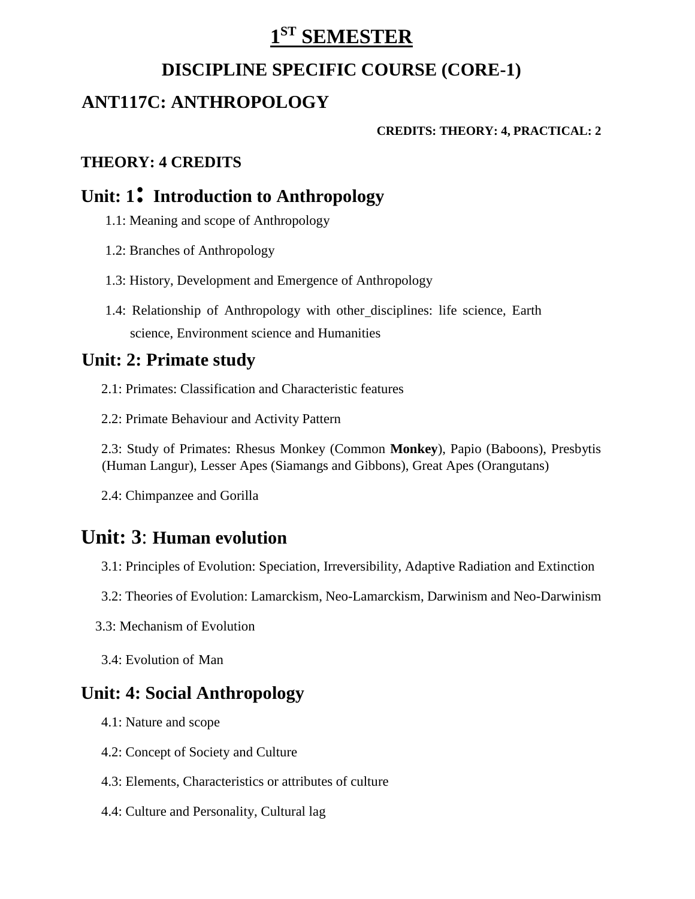# 1ST SEMESTER

## DISCIPLINE SPECIFIC COURSE (CORE-1)

## ANT117C: ANTHROPOLOGY

**CREDITS: THEORY: 4, PRACTICAL: 2**

**THEORY: 4 CREDITS**

### Unit: 1: Introduction to Anthropology

1.1: Meaning and scope of Anthropology

1.2: Branches of Anthropology

1.3: History, Development and Emergence of Anthropology

1.4: Relationship of Anthropology with other_disciplines: life science, Earth science, Environment science and Humanities

### Unit: 2: Primate study

2.1: Primates: Classification and Characteristic features

2.2: Primate Behaviour and Activity Pattern

2.3: Study of Primates: Rhesus Monkey (Common **Monkey**), Papio (Baboons), Presbytis (Human Langur), Lesser Apes (Siamangs and Gibbons), Great Apes (Orangutans)

2.4: Chimpanzee and Gorilla

### Unit: 3: Human evolution

3.1: Principles of Evolution: Speciation, Irreversibility, Adaptive Radiation and Extinction

3.2: Theories of Evolution: Lamarckism, Neo-Lamarckism, Darwinism and Neo-Darwinism

3.3: Mechanism of Evolution

3.4: Evolution of Man

### Unit: 4: Social Anthropology

4.1: Nature and scope

4.2: Concept of Society and Culture

4.3: Elements, Characteristics or attributes of culture

4.4: Culture and Personality, Cultural lag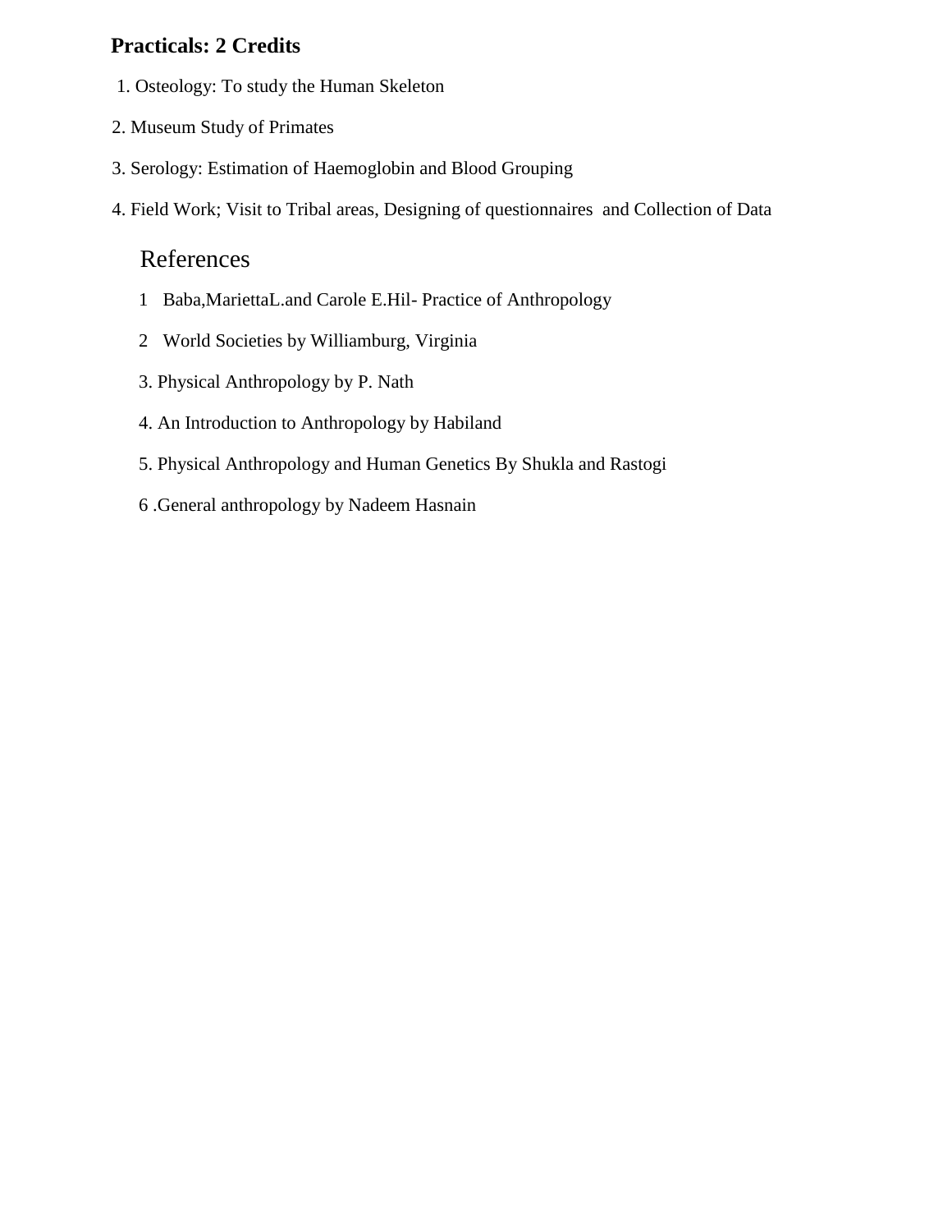**Practicals: 2 Credits**

1. Osteology: To study the Human Skeleton
2. Museum Study of Primates
3. Serology: Estimation of Haemoglobin and Blood Grouping
4. Field Work; Visit to Tribal areas, Designing of questionnaires and Collection of Data

## References

1 Baba,MariettaL.and Carole E.Hil- Practice of Anthropology

2 World Societies by Williamburg, Virginia

3. Physical Anthropology by P. Nath

4. An Introduction to Anthropology by Habiland

5. Physical Anthropology and Human Genetics By Shukla and Rastogi

6 .General anthropology by Nadeem Hasnain